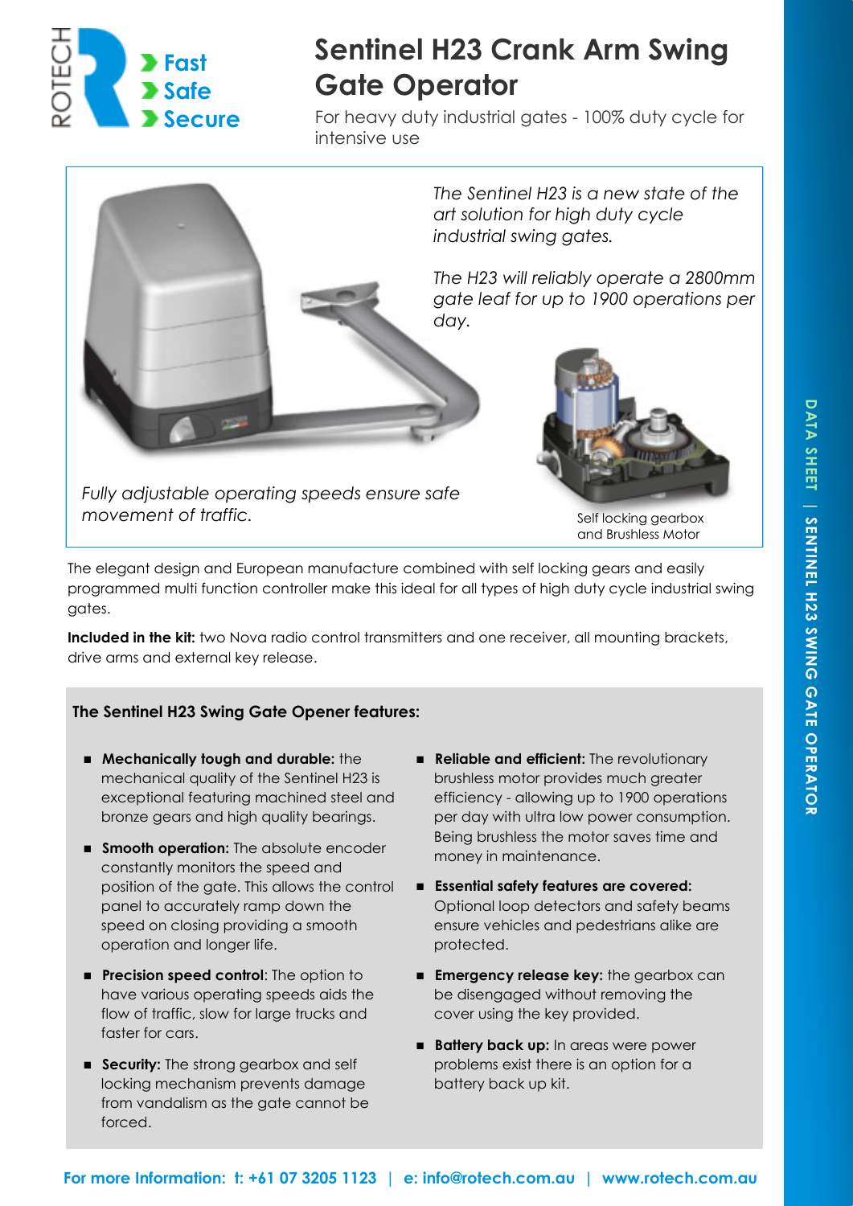ROTECH

- Fast
- Safe
- Secure

# Sentinel H23 Crank Arm Swing Gate Operator

For heavy duty industrial gates - 100% duty cycle for intensive use

*The Sentinel H23 is a new state of the art solution for high duty cycle industrial swing gates.*

*The H23 will reliably operate a 2800mm gate leaf for up to 1900 operations per day.*

*Fully adjustable operating speeds ensure safe movement of traffic.*

Self locking gearbox and Brushless Motor

The elegant design and European manufacture combined with self locking gears and easily programmed multi function controller make this ideal for all types of high duty cycle industrial swing gates.

**Included in the kit:** two Nova radio control transmitters and one receiver, all mounting brackets, drive arms and external key release.

### The Sentinel H23 Swing Gate Opener features:

- **Mechanically tough and durable:** the mechanical quality of the Sentinel H23 is exceptional featuring machined steel and bronze gears and high quality bearings.
- **Smooth operation:** The absolute encoder constantly monitors the speed and position of the gate. This allows the control panel to accurately ramp down the speed on closing providing a smooth operation and longer life.
- **Precision speed control**: The option to have various operating speeds aids the flow of traffic, slow for large trucks and faster for cars.
- **Security:** The strong gearbox and self locking mechanism prevents damage from vandalism as the gate cannot be forced.
- **Reliable and efficient:** The revolutionary brushless motor provides much greater efficiency - allowing up to 1900 operations per day with ultra low power consumption. Being brushless the motor saves time and money in maintenance.
- **Essential safety features are covered:** Optional loop detectors and safety beams ensure vehicles and pedestrians alike are protected.
- **Emergency release key:** the gearbox can be disengaged without removing the cover using the key provided.
- **Battery back up:** In areas were power problems exist there is an option for a battery back up kit.

**For more Information: t: +61 07 3205 1123 | e: info@rotech.com.au | www.rotech.com.au**

DATA SHEET | SENTINEL H23 SWING GATE OPERATOR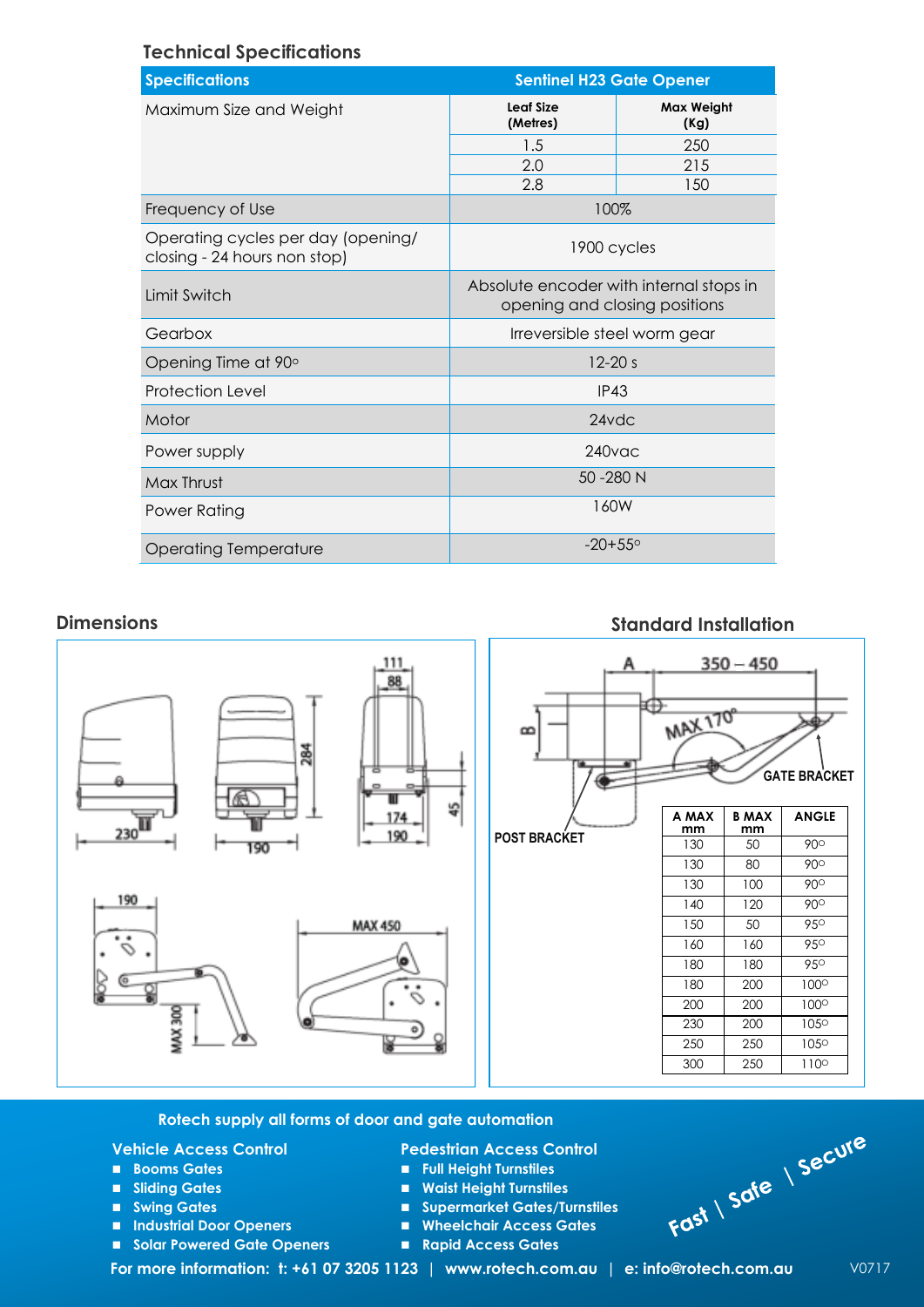## Technical Specifications

| Specifications | Sentinel H23 Gate Opener | |
|---|---|---|
| Maximum Size and Weight | **Leaf Size (Metres)** | **Max Weight (Kg)** |
| | 1.5 | 250 |
| | 2.0 | 215 |
| | 2.8 | 150 |
| Frequency of Use | 100% | |
| Operating cycles per day (opening/ closing - 24 hours non stop) | 1900 cycles | |
| Limit Switch | Absolute encoder with internal stops in opening and closing positions | |
| Gearbox | Irreversible steel worm gear | |
| Opening Time at 90° | 12-20 s | |
| Protection Level | IP43 | |
| Motor | 24vdc | |
| Power supply | 240vac | |
| Max Thrust | 50 -280 N | |
| Power Rating | 160W | |
| Operating Temperature | -20+55° | |

## Dimensions

111
88
284
230
190
174
190
45
190
MAX 300
MAX 450

## Standard Installation

A
350 – 450
B
MAX 170°
GATE BRACKET
POST BRACKET

| A MAX mm | B MAX mm | ANGLE |
|---|---|---|
| 130 | 50 | 90° |
| 130 | 80 | 90° |
| 130 | 100 | 90° |
| 140 | 120 | 90° |
| 150 | 50 | 95° |
| 160 | 160 | 95° |
| 180 | 180 | 95° |
| 180 | 200 | 100° |
| 200 | 200 | 100° |
| 230 | 200 | 105° |
| 250 | 250 | 105° |
| 300 | 250 | 110° |

**Rotech supply all forms of door and gate automation**

**Vehicle Access Control**

- Booms Gates
- Sliding Gates
- Swing Gates
- Industrial Door Openers
- Solar Powered Gate Openers

**Pedestrian Access Control**

- Full Height Turnstiles
- Waist Height Turnstiles
- Supermarket Gates/Turnstiles
- Wheelchair Access Gates
- Rapid Access Gates

*Fast | Safe | Secure*

**For more information: t: +61 07 3205 1123 | www.rotech.com.au | e: info@rotech.com.au**

V0717